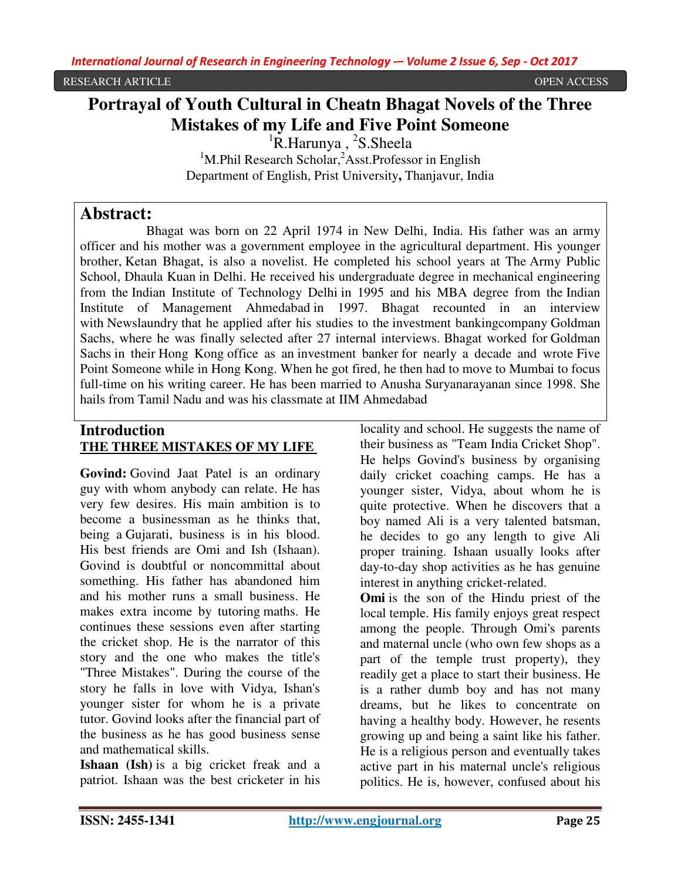RESEARCH ARTICLE OPEN ACCESS

# Portrayal of Youth Cultural in Cheatn Bhagat Novels of the Three Mistakes of my Life and Five Point Someone

[1]R.Harunya , [2]S.Sheela

[1]M.Phil Research Scholar,[2]Asst.Professor in English
Department of English, Prist University, Thanjavur, India

## Abstract:

Bhagat was born on 22 April 1974 in New Delhi, India. His father was an army officer and his mother was a government employee in the agricultural department. His younger brother, Ketan Bhagat, is also a novelist. He completed his school years at The Army Public School, Dhaula Kuan in Delhi. He received his undergraduate degree in mechanical engineering from the Indian Institute of Technology Delhi in 1995 and his MBA degree from the Indian Institute of Management Ahmedabad in 1997. Bhagat recounted in an interview with Newslaundry that he applied after his studies to the investment bankingcompany Goldman Sachs, where he was finally selected after 27 internal interviews. Bhagat worked for Goldman Sachs in their Hong Kong office as an investment banker for nearly a decade and wrote Five Point Someone while in Hong Kong. When he got fired, he then had to move to Mumbai to focus full-time on his writing career. He has been married to Anusha Suryanarayanan since 1998. She hails from Tamil Nadu and was his classmate at IIM Ahmedabad

## Introduction

### THE THREE MISTAKES OF MY LIFE

**Govind:** Govind Jaat Patel is an ordinary guy with whom anybody can relate. He has very few desires. His main ambition is to become a businessman as he thinks that, being a Gujarati, business is in his blood. His best friends are Omi and Ish (Ishaan). Govind is doubtful or noncommittal about something. His father has abandoned him and his mother runs a small business. He makes extra income by tutoring maths. He continues these sessions even after starting the cricket shop. He is the narrator of this story and the one who makes the title's "Three Mistakes". During the course of the story he falls in love with Vidya, Ishan's younger sister for whom he is a private tutor. Govind looks after the financial part of the business as he has good business sense and mathematical skills.

**Ishaan (Ish)** is a big cricket freak and a patriot. Ishaan was the best cricketer in his locality and school. He suggests the name of their business as "Team India Cricket Shop". He helps Govind's business by organising daily cricket coaching camps. He has a younger sister, Vidya, about whom he is quite protective. When he discovers that a boy named Ali is a very talented batsman, he decides to go any length to give Ali proper training. Ishaan usually looks after day-to-day shop activities as he has genuine interest in anything cricket-related.

**Omi** is the son of the Hindu priest of the local temple. His family enjoys great respect among the people. Through Omi's parents and maternal uncle (who own few shops as a part of the temple trust property), they readily get a place to start their business. He is a rather dumb boy and has not many dreams, but he likes to concentrate on having a healthy body. However, he resents growing up and being a saint like his father. He is a religious person and eventually takes active part in his maternal uncle's religious politics. He is, however, confused about his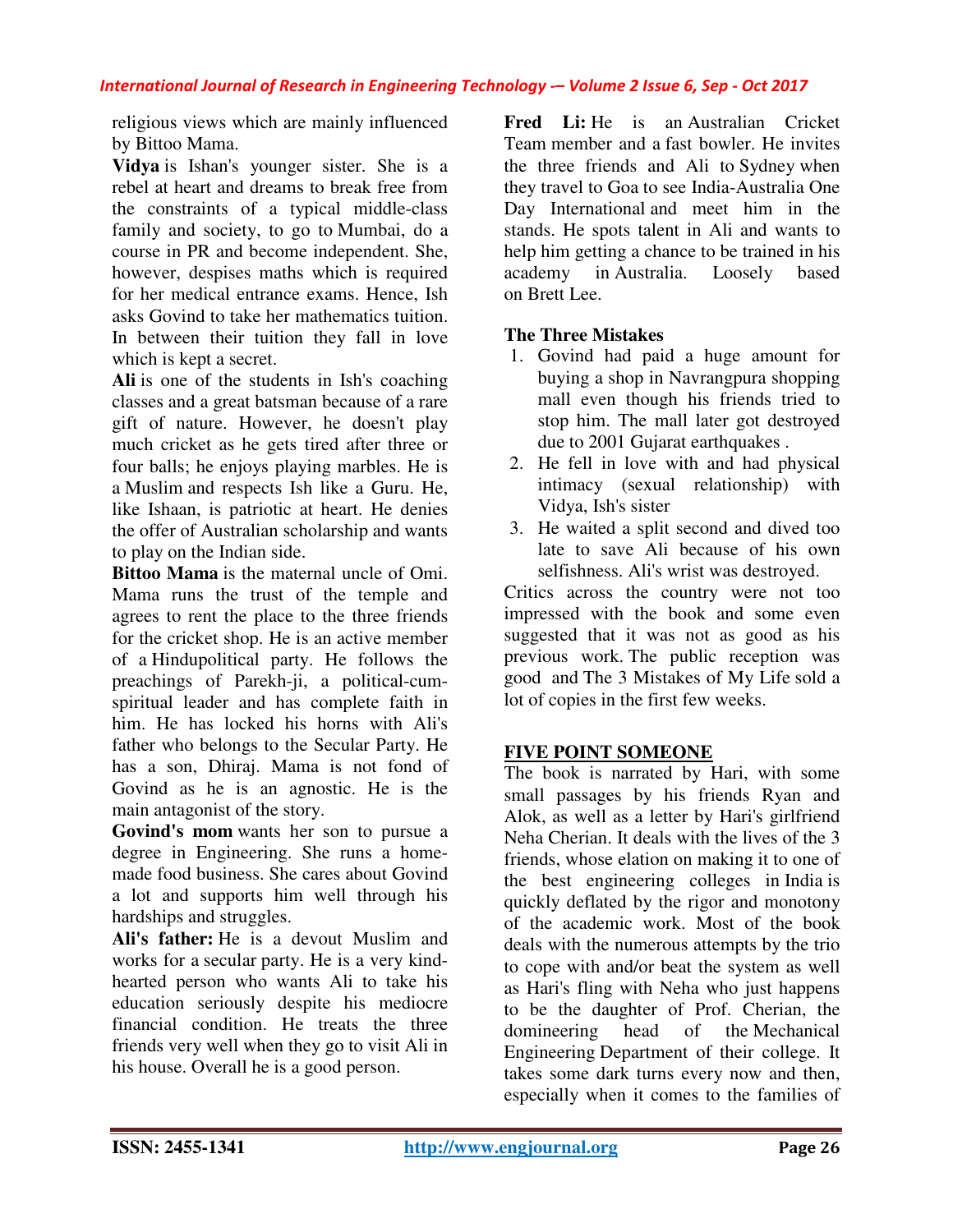religious views which are mainly influenced by Bittoo Mama.

**Vidya** is Ishan's younger sister. She is a rebel at heart and dreams to break free from the constraints of a typical middle-class family and society, to go to Mumbai, do a course in PR and become independent. She, however, despises maths which is required for her medical entrance exams. Hence, Ish asks Govind to take her mathematics tuition. In between their tuition they fall in love which is kept a secret.

**Ali** is one of the students in Ish's coaching classes and a great batsman because of a rare gift of nature. However, he doesn't play much cricket as he gets tired after three or four balls; he enjoys playing marbles. He is a Muslim and respects Ish like a Guru. He, like Ishaan, is patriotic at heart. He denies the offer of Australian scholarship and wants to play on the Indian side.

**Bittoo Mama** is the maternal uncle of Omi. Mama runs the trust of the temple and agrees to rent the place to the three friends for the cricket shop. He is an active member of a Hindupolitical party. He follows the preachings of Parekh-ji, a political-cum-spiritual leader and has complete faith in him. He has locked his horns with Ali's father who belongs to the Secular Party. He has a son, Dhiraj. Mama is not fond of Govind as he is an agnostic. He is the main antagonist of the story.

**Govind's mom** wants her son to pursue a degree in Engineering. She runs a home-made food business. She cares about Govind a lot and supports him well through his hardships and struggles.

**Ali's father:** He is a devout Muslim and works for a secular party. He is a very kind-hearted person who wants Ali to take his education seriously despite his mediocre financial condition. He treats the three friends very well when they go to visit Ali in his house. Overall he is a good person.

**Fred Li:** He is an Australian Cricket Team member and a fast bowler. He invites the three friends and Ali to Sydney when they travel to Goa to see India-Australia One Day International and meet him in the stands. He spots talent in Ali and wants to help him getting a chance to be trained in his academy in Australia. Loosely based on Brett Lee.

**The Three Mistakes**

1. Govind had paid a huge amount for buying a shop in Navrangpura shopping mall even though his friends tried to stop him. The mall later got destroyed due to 2001 Gujarat earthquakes .
2. He fell in love with and had physical intimacy (sexual relationship) with Vidya, Ish's sister
3. He waited a split second and dived too late to save Ali because of his own selfishness. Ali's wrist was destroyed.

Critics across the country were not too impressed with the book and some even suggested that it was not as good as his previous work. The public reception was good and The 3 Mistakes of My Life sold a lot of copies in the first few weeks.

## FIVE POINT SOMEONE

The book is narrated by Hari, with some small passages by his friends Ryan and Alok, as well as a letter by Hari's girlfriend Neha Cherian. It deals with the lives of the 3 friends, whose elation on making it to one of the best engineering colleges in India is quickly deflated by the rigor and monotony of the academic work. Most of the book deals with the numerous attempts by the trio to cope with and/or beat the system as well as Hari's fling with Neha who just happens to be the daughter of Prof. Cherian, the domineering head of the Mechanical Engineering Department of their college. It takes some dark turns every now and then, especially when it comes to the families of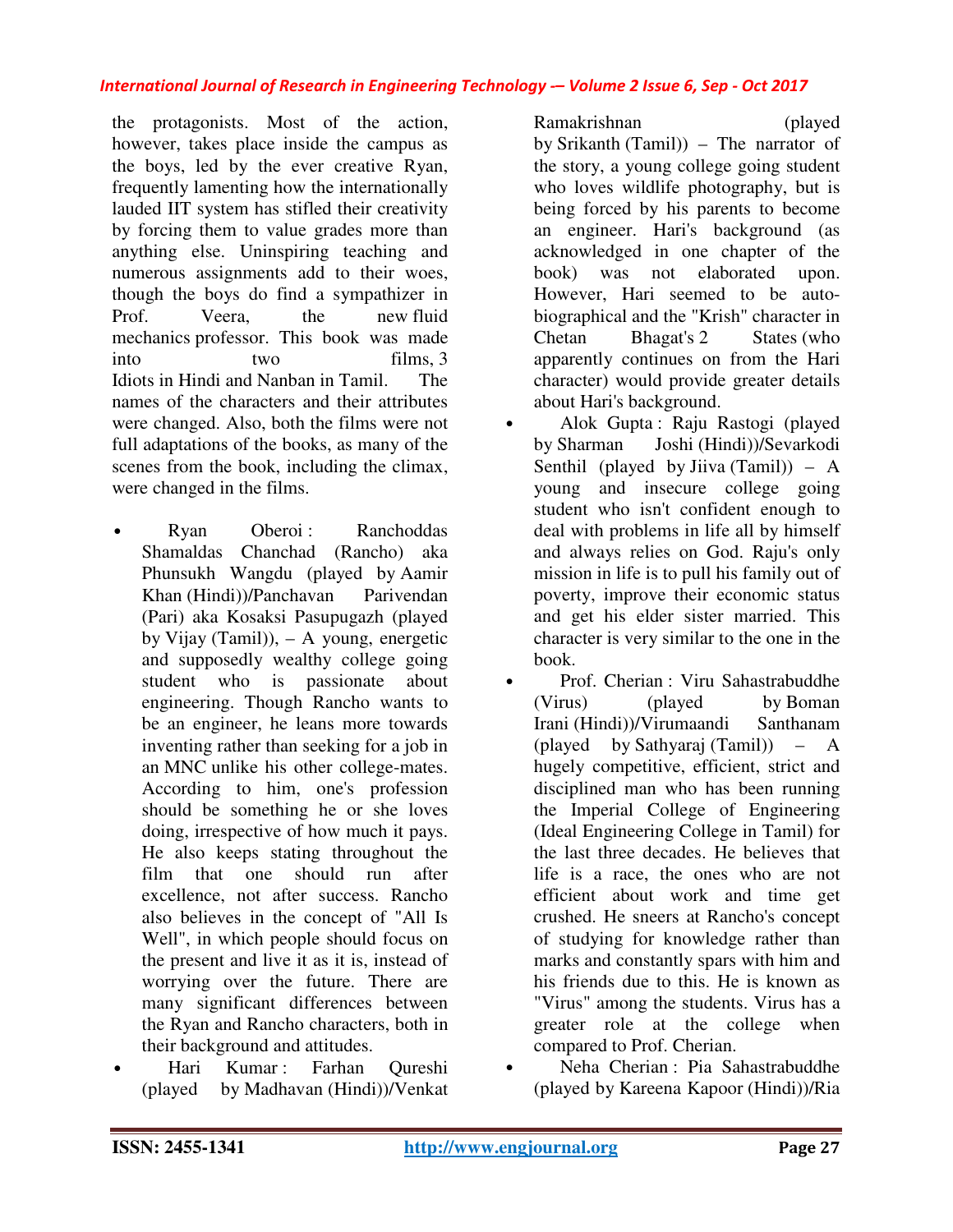the protagonists. Most of the action, however, takes place inside the campus as the boys, led by the ever creative Ryan, frequently lamenting how the internationally lauded IIT system has stifled their creativity by forcing them to value grades more than anything else. Uninspiring teaching and numerous assignments add to their woes, though the boys do find a sympathizer in Prof. Veera, the new fluid mechanics professor. This book was made into two films, 3 Idiots in Hindi and Nanban in Tamil. The names of the characters and their attributes were changed. Also, both the films were not full adaptations of the books, as many of the scenes from the book, including the climax, were changed in the films.

- Ryan Oberoi : Ranchoddas Shamaldas Chanchad (Rancho) aka Phunsukh Wangdu (played by Aamir Khan (Hindi))/Panchavan Parivendan (Pari) aka Kosaksi Pasupugazh (played by Vijay (Tamil)), – A young, energetic and supposedly wealthy college going student who is passionate about engineering. Though Rancho wants to be an engineer, he leans more towards inventing rather than seeking for a job in an MNC unlike his other college-mates. According to him, one's profession should be something he or she loves doing, irrespective of how much it pays. He also keeps stating throughout the film that one should run after excellence, not after success. Rancho also believes in the concept of "All Is Well", in which people should focus on the present and live it as it is, instead of worrying over the future. There are many significant differences between the Ryan and Rancho characters, both in their background and attitudes.
- Hari Kumar : Farhan Qureshi (played by Madhavan (Hindi))/Venkat Ramakrishnan (played by Srikanth (Tamil)) – The narrator of the story, a young college going student who loves wildlife photography, but is being forced by his parents to become an engineer. Hari's background (as acknowledged in one chapter of the book) was not elaborated upon. However, Hari seemed to be auto-biographical and the "Krish" character in Chetan Bhagat's 2 States (who apparently continues on from the Hari character) would provide greater details about Hari's background.
- Alok Gupta : Raju Rastogi (played by Sharman Joshi (Hindi))/Sevarkodi Senthil (played by Jiiva (Tamil)) – A young and insecure college going student who isn't confident enough to deal with problems in life all by himself and always relies on God. Raju's only mission in life is to pull his family out of poverty, improve their economic status and get his elder sister married. This character is very similar to the one in the book.
- Prof. Cherian : Viru Sahastrabuddhe (Virus) (played by Boman Irani (Hindi))/Virumaandi Santhanam (played by Sathyaraj (Tamil)) – A hugely competitive, efficient, strict and disciplined man who has been running the Imperial College of Engineering (Ideal Engineering College in Tamil) for the last three decades. He believes that life is a race, the ones who are not efficient about work and time get crushed. He sneers at Rancho's concept of studying for knowledge rather than marks and constantly spars with him and his friends due to this. He is known as "Virus" among the students. Virus has a greater role at the college when compared to Prof. Cherian.
- Neha Cherian : Pia Sahastrabuddhe (played by Kareena Kapoor (Hindi))/Ria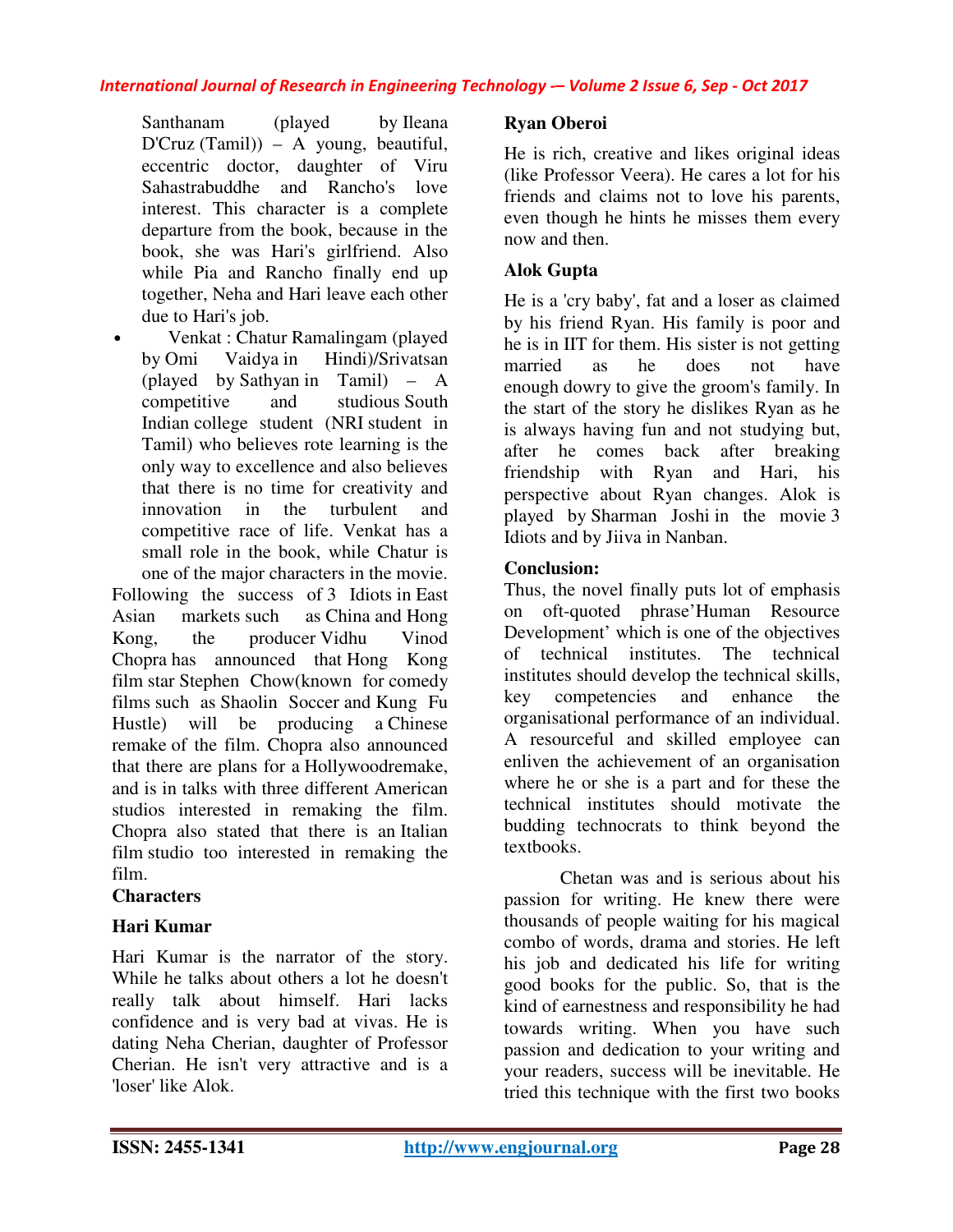Santhanam (played by Ileana D'Cruz (Tamil)) – A young, beautiful, eccentric doctor, daughter of Viru Sahastrabuddhe and Rancho's love interest. This character is a complete departure from the book, because in the book, she was Hari's girlfriend. Also while Pia and Rancho finally end up together, Neha and Hari leave each other due to Hari's job.

- Venkat : Chatur Ramalingam (played by Omi Vaidya in Hindi)/Srivatsan (played by Sathyan in Tamil) – A competitive and studious South Indian college student (NRI student in Tamil) who believes rote learning is the only way to excellence and also believes that there is no time for creativity and innovation in the turbulent and competitive race of life. Venkat has a small role in the book, while Chatur is one of the major characters in the movie.

Following the success of 3 Idiots in East Asian markets such as China and Hong Kong, the producer Vidhu Vinod Chopra has announced that Hong Kong film star Stephen Chow(known for comedy films such as Shaolin Soccer and Kung Fu Hustle) will be producing a Chinese remake of the film. Chopra also announced that there are plans for a Hollywoodremake, and is in talks with three different American studios interested in remaking the film. Chopra also stated that there is an Italian film studio too interested in remaking the film.

**Characters**

**Hari Kumar**

Hari Kumar is the narrator of the story. While he talks about others a lot he doesn't really talk about himself. Hari lacks confidence and is very bad at vivas. He is dating Neha Cherian, daughter of Professor Cherian. He isn't very attractive and is a 'loser' like Alok.

**Ryan Oberoi**

He is rich, creative and likes original ideas (like Professor Veera). He cares a lot for his friends and claims not to love his parents, even though he hints he misses them every now and then.

**Alok Gupta**

He is a 'cry baby', fat and a loser as claimed by his friend Ryan. His family is poor and he is in IIT for them. His sister is not getting married as he does not have enough dowry to give the groom's family. In the start of the story he dislikes Ryan as he is always having fun and not studying but, after he comes back after breaking friendship with Ryan and Hari, his perspective about Ryan changes. Alok is played by Sharman Joshi in the movie 3 Idiots and by Jiiva in Nanban.

**Conclusion:**

Thus, the novel finally puts lot of emphasis on oft-quoted phrase'Human Resource Development' which is one of the objectives of technical institutes. The technical institutes should develop the technical skills, key competencies and enhance the organisational performance of an individual. A resourceful and skilled employee can enliven the achievement of an organisation where he or she is a part and for these the technical institutes should motivate the budding technocrats to think beyond the textbooks.

Chetan was and is serious about his passion for writing. He knew there were thousands of people waiting for his magical combo of words, drama and stories. He left his job and dedicated his life for writing good books for the public. So, that is the kind of earnestness and responsibility he had towards writing. When you have such passion and dedication to your writing and your readers, success will be inevitable. He tried this technique with the first two books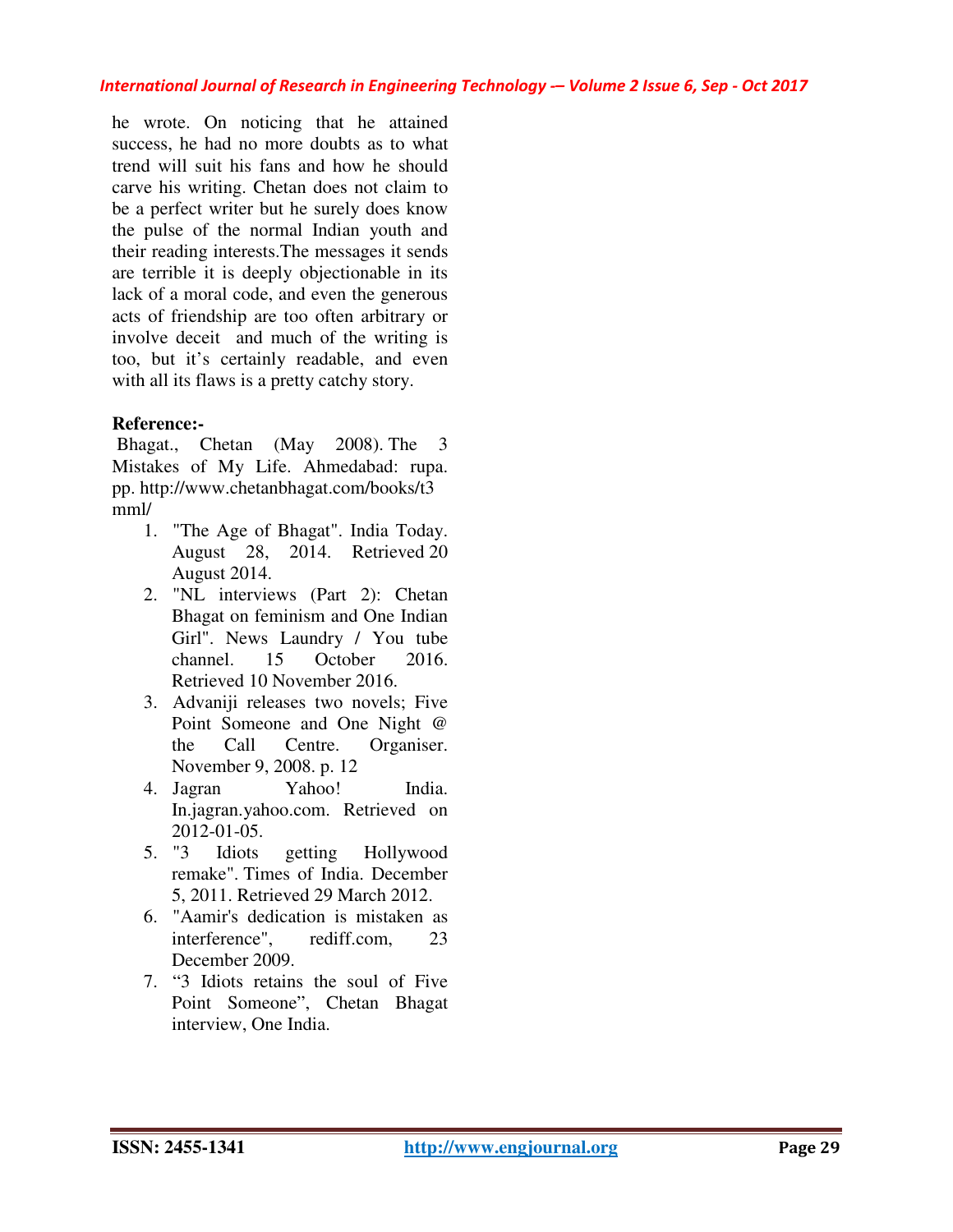he wrote. On noticing that he attained success, he had no more doubts as to what trend will suit his fans and how he should carve his writing. Chetan does not claim to be a perfect writer but he surely does know the pulse of the normal Indian youth and their reading interests.The messages it sends are terrible it is deeply objectionable in its lack of a moral code, and even the generous acts of friendship are too often arbitrary or involve deceit and much of the writing is too, but it's certainly readable, and even with all its flaws is a pretty catchy story.

**Reference:-**

Bhagat., Chetan (May 2008). The 3 Mistakes of My Life. Ahmedabad: rupa. pp. http://www.chetanbhagat.com/books/t3mml/

1. "The Age of Bhagat". India Today. August 28, 2014. Retrieved 20 August 2014.
2. "NL interviews (Part 2): Chetan Bhagat on feminism and One Indian Girl". News Laundry / You tube channel. 15 October 2016. Retrieved 10 November 2016.
3. Advaniji releases two novels; Five Point Someone and One Night @ the Call Centre. Organiser. November 9, 2008. p. 12
4. Jagran Yahoo! India. In.jagran.yahoo.com. Retrieved on 2012-01-05.
5. "3 Idiots getting Hollywood remake". Times of India. December 5, 2011. Retrieved 29 March 2012.
6. "Aamir's dedication is mistaken as interference", rediff.com, 23 December 2009.
7. "3 Idiots retains the soul of Five Point Someone", Chetan Bhagat interview, One India.